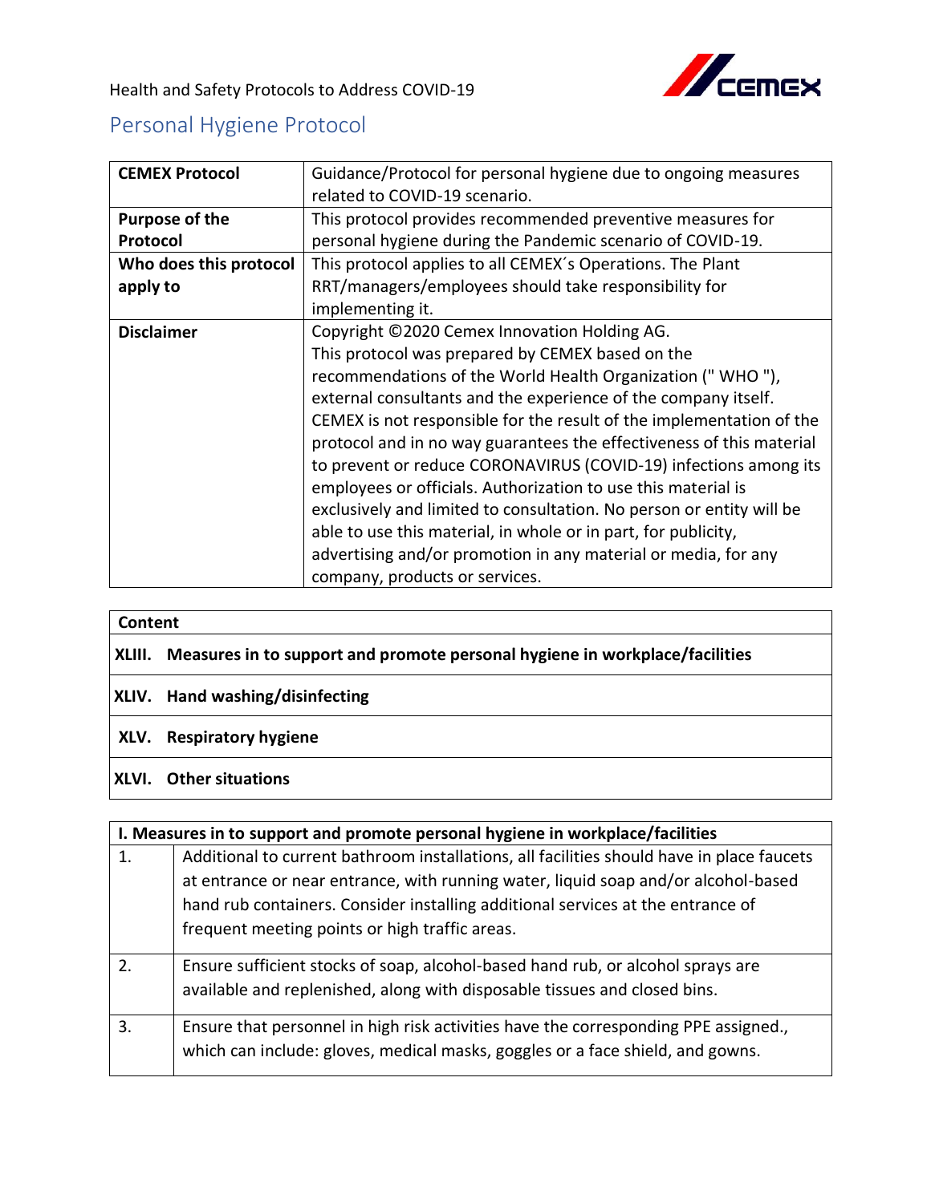Health and Safety Protocols to Address COVID-19

## Personal Hygiene Protocol

| **CEMEX Protocol** | Guidance/Protocol for personal hygiene due to ongoing measures related to COVID-19 scenario. |
|---|---|
| **Purpose of the Protocol** | This protocol provides recommended preventive measures for personal hygiene during the Pandemic scenario of COVID-19. |
| **Who does this protocol apply to** | This protocol applies to all CEMEX´s Operations. The Plant RRT/managers/employees should take responsibility for implementing it. |
| **Disclaimer** | Copyright ©2020 Cemex Innovation Holding AG. This protocol was prepared by CEMEX based on the recommendations of the World Health Organization (" WHO "), external consultants and the experience of the company itself. CEMEX is not responsible for the result of the implementation of the protocol and in no way guarantees the effectiveness of this material to prevent or reduce CORONAVIRUS (COVID-19) infections among its employees or officials. Authorization to use this material is exclusively and limited to consultation. No person or entity will be able to use this material, in whole or in part, for publicity, advertising and/or promotion in any material or media, for any company, products or services. |

| **Content** |
|---|
| **XLIII. Measures in to support and promote personal hygiene in workplace/facilities** |
| **XLIV. Hand washing/disinfecting** |
| **XLV. Respiratory hygiene** |
| **XLVI. Other situations** |

| **I. Measures in to support and promote personal hygiene in workplace/facilities** | |
|---|---|
| 1. | Additional to current bathroom installations, all facilities should have in place faucets at entrance or near entrance, with running water, liquid soap and/or alcohol-based hand rub containers. Consider installing additional services at the entrance of frequent meeting points or high traffic areas. |
| 2. | Ensure sufficient stocks of soap, alcohol-based hand rub, or alcohol sprays are available and replenished, along with disposable tissues and closed bins. |
| 3. | Ensure that personnel in high risk activities have the corresponding PPE assigned., which can include: gloves, medical masks, goggles or a face shield, and gowns. |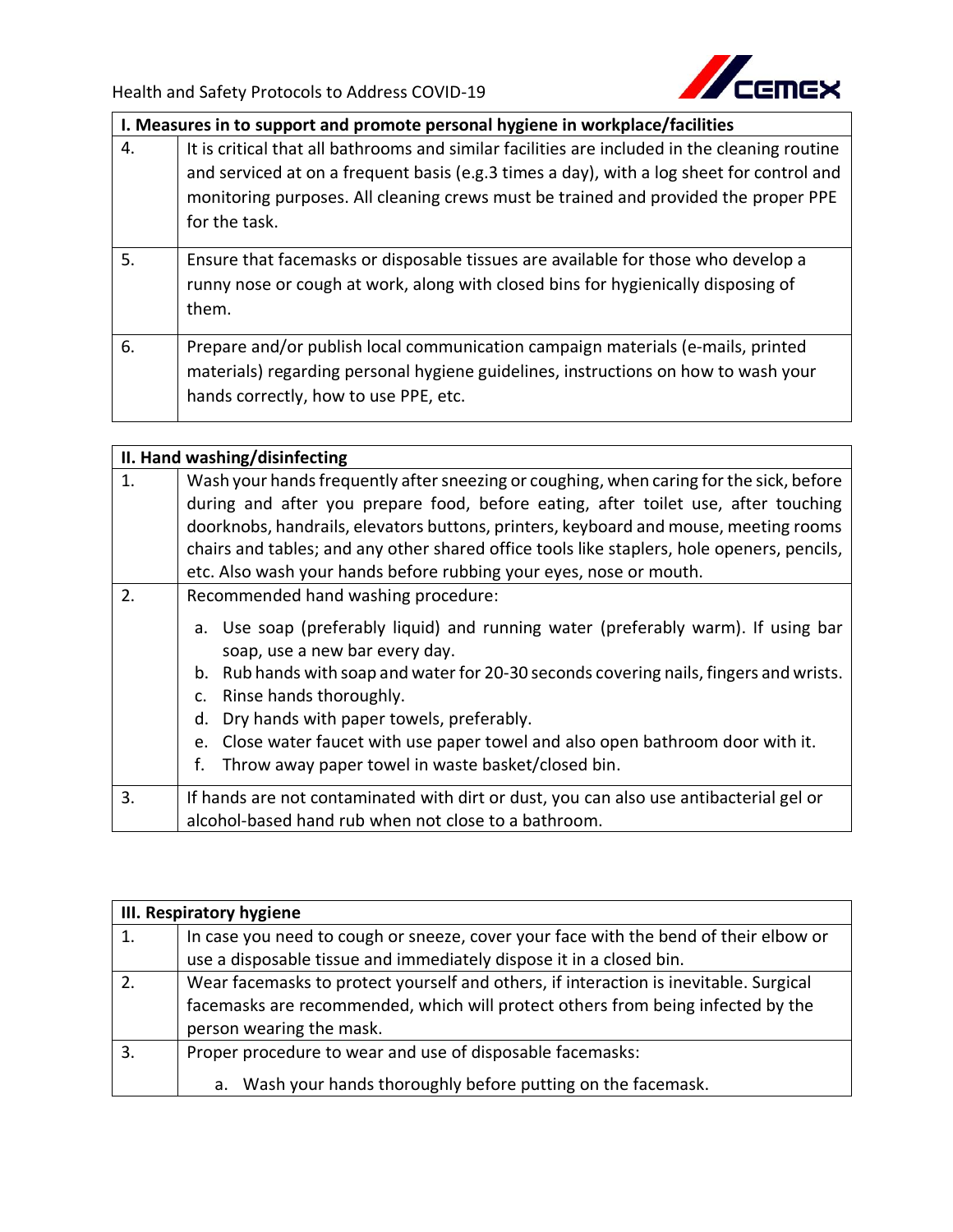| I. Measures in to support and promote personal hygiene in workplace/facilities | |
|---|---|
| 4. | It is critical that all bathrooms and similar facilities are included in the cleaning routine and serviced at on a frequent basis (e.g.3 times a day), with a log sheet for control and monitoring purposes. All cleaning crews must be trained and provided the proper PPE for the task. |
| 5. | Ensure that facemasks or disposable tissues are available for those who develop a runny nose or cough at work, along with closed bins for hygienically disposing of them. |
| 6. | Prepare and/or publish local communication campaign materials (e-mails, printed materials) regarding personal hygiene guidelines, instructions on how to wash your hands correctly, how to use PPE, etc. |

| II. Hand washing/disinfecting | |
|---|---|
| 1. | Wash your hands frequently after sneezing or coughing, when caring for the sick, before during and after you prepare food, before eating, after toilet use, after touching doorknobs, handrails, elevators buttons, printers, keyboard and mouse, meeting rooms chairs and tables; and any other shared office tools like staplers, hole openers, pencils, etc. Also wash your hands before rubbing your eyes, nose or mouth. |
| 2. | Recommended hand washing procedure:<br>a. Use soap (preferably liquid) and running water (preferably warm). If using bar soap, use a new bar every day.<br>b. Rub hands with soap and water for 20-30 seconds covering nails, fingers and wrists.<br>c. Rinse hands thoroughly.<br>d. Dry hands with paper towels, preferably.<br>e. Close water faucet with use paper towel and also open bathroom door with it.<br>f. Throw away paper towel in waste basket/closed bin. |
| 3. | If hands are not contaminated with dirt or dust, you can also use antibacterial gel or alcohol-based hand rub when not close to a bathroom. |

| III. Respiratory hygiene | |
|---|---|
| 1. | In case you need to cough or sneeze, cover your face with the bend of their elbow or use a disposable tissue and immediately dispose it in a closed bin. |
| 2. | Wear facemasks to protect yourself and others, if interaction is inevitable. Surgical facemasks are recommended, which will protect others from being infected by the person wearing the mask. |
| 3. | Proper procedure to wear and use of disposable facemasks:<br>a. Wash your hands thoroughly before putting on the facemask. |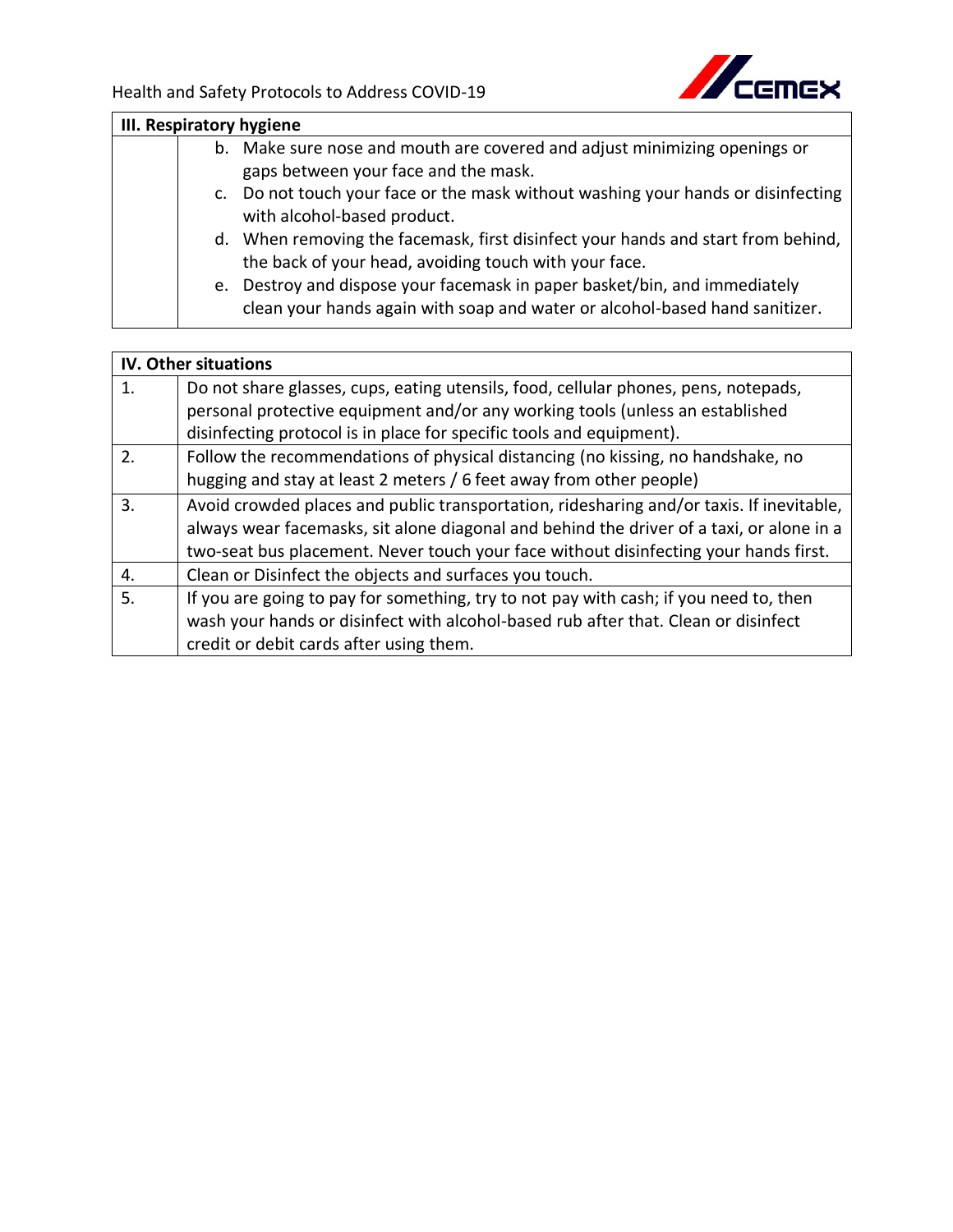| III. Respiratory hygiene | |
|---|---|
| | b. Make sure nose and mouth are covered and adjust minimizing openings or gaps between your face and the mask.<br>c. Do not touch your face or the mask without washing your hands or disinfecting with alcohol-based product.<br>d. When removing the facemask, first disinfect your hands and start from behind, the back of your head, avoiding touch with your face.<br>e. Destroy and dispose your facemask in paper basket/bin, and immediately clean your hands again with soap and water or alcohol-based hand sanitizer. |

| IV. Other situations | |
|---|---|
| 1. | Do not share glasses, cups, eating utensils, food, cellular phones, pens, notepads, personal protective equipment and/or any working tools (unless an established disinfecting protocol is in place for specific tools and equipment). |
| 2. | Follow the recommendations of physical distancing (no kissing, no handshake, no hugging and stay at least 2 meters / 6 feet away from other people) |
| 3. | Avoid crowded places and public transportation, ridesharing and/or taxis. If inevitable, always wear facemasks, sit alone diagonal and behind the driver of a taxi, or alone in a two-seat bus placement. Never touch your face without disinfecting your hands first. |
| 4. | Clean or Disinfect the objects and surfaces you touch. |
| 5. | If you are going to pay for something, try to not pay with cash; if you need to, then wash your hands or disinfect with alcohol-based rub after that. Clean or disinfect credit or debit cards after using them. |